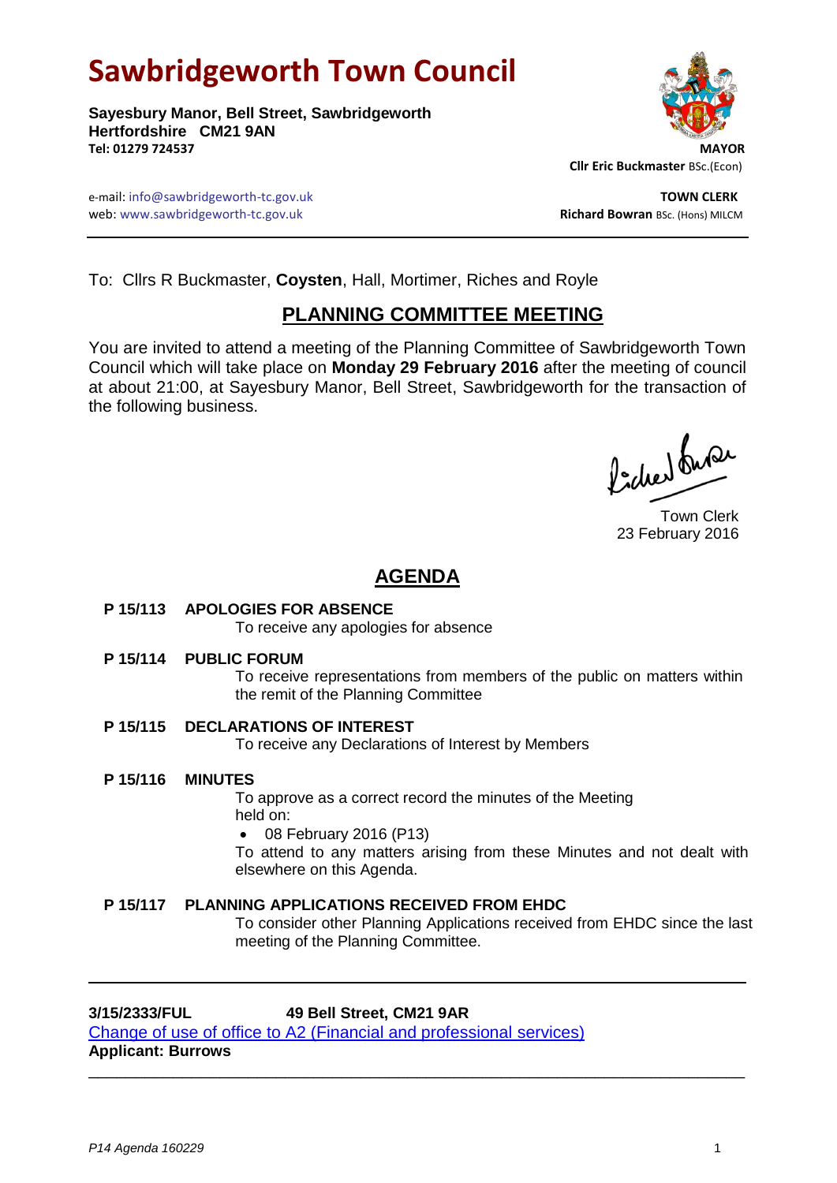# Sawbridgeworth Town Council

**Sayesbury Manor, Bell Street, Sawbridgeworth**
**Hertfordshire CM21 9AN**
**Tel: 01279 724537**

**MAYOR**
**Cllr Eric Buckmaster** BSc.(Econ)

e-mail: info@sawbridgeworth-tc.gov.uk
web: www.sawbridgeworth-tc.gov.uk

**TOWN CLERK**
**Richard Bowran** BSc. (Hons) MILCM

---

To: Cllrs R Buckmaster, **Coysten**, Hall, Mortimer, Riches and Royle

## PLANNING COMMITTEE MEETING

You are invited to attend a meeting of the Planning Committee of Sawbridgeworth Town Council which will take place on **Monday 29 February 2016** after the meeting of council at about 21:00, at Sayesbury Manor, Bell Street, Sawbridgeworth for the transaction of the following business.

Town Clerk
23 February 2016

## AGENDA

**P 15/113 APOLOGIES FOR ABSENCE**
To receive any apologies for absence

**P 15/114 PUBLIC FORUM**
To receive representations from members of the public on matters within the remit of the Planning Committee

**P 15/115 DECLARATIONS OF INTEREST**
To receive any Declarations of Interest by Members

**P 15/116 MINUTES**
To approve as a correct record the minutes of the Meeting held on:

- 08 February 2016 (P13)

To attend to any matters arising from these Minutes and not dealt with elsewhere on this Agenda.

**P 15/117 PLANNING APPLICATIONS RECEIVED FROM EHDC**
To consider other Planning Applications received from EHDC since the last meeting of the Planning Committee.

---

**3/15/2333/FUL** **49 Bell Street, CM21 9AR**
Change of use of office to A2 (Financial and professional services)
**Applicant: Burrows**

---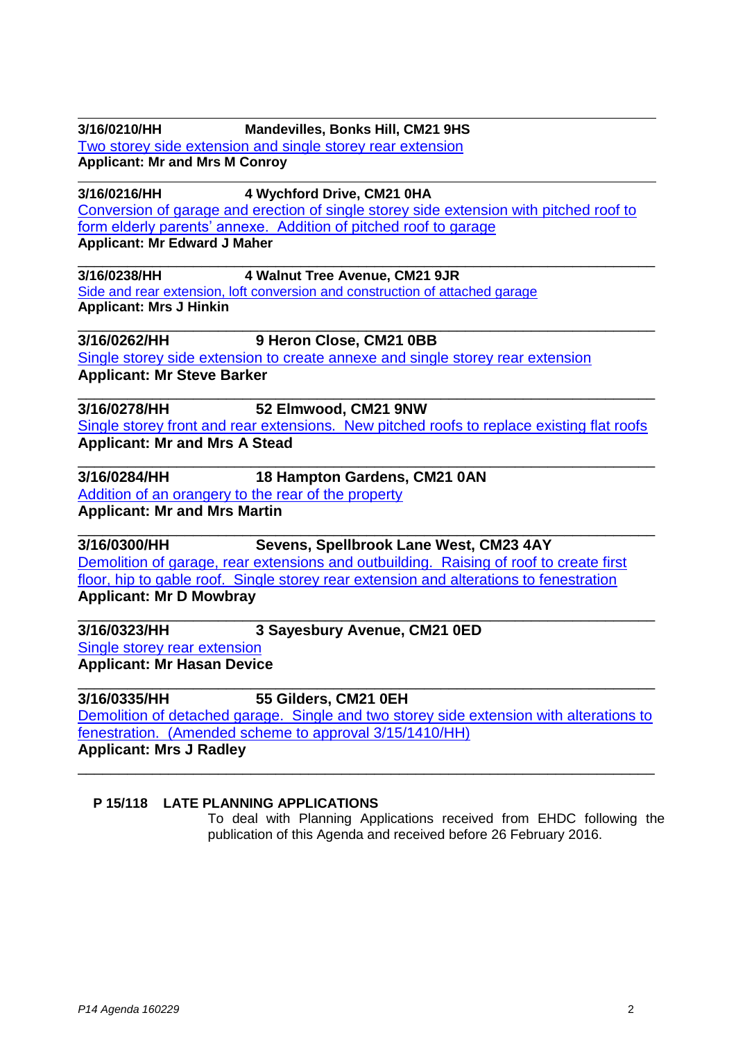---

**3/16/0210/HH Mandevilles, Bonks Hill, CM21 9HS**
Two storey side extension and single storey rear extension
**Applicant: Mr and Mrs M Conroy**

---

**3/16/0216/HH 4 Wychford Drive, CM21 0HA**
Conversion of garage and erection of single storey side extension with pitched roof to form elderly parents' annexe. Addition of pitched roof to garage
**Applicant: Mr Edward J Maher**

---

**3/16/0238/HH 4 Walnut Tree Avenue, CM21 9JR**
Side and rear extension, loft conversion and construction of attached garage
**Applicant: Mrs J Hinkin**

---

**3/16/0262/HH 9 Heron Close, CM21 0BB**
Single storey side extension to create annexe and single storey rear extension
**Applicant: Mr Steve Barker**

---

**3/16/0278/HH 52 Elmwood, CM21 9NW**
Single storey front and rear extensions. New pitched roofs to replace existing flat roofs
**Applicant: Mr and Mrs A Stead**

---

**3/16/0284/HH 18 Hampton Gardens, CM21 0AN**
Addition of an orangery to the rear of the property
**Applicant: Mr and Mrs Martin**

---

**3/16/0300/HH Sevens, Spellbrook Lane West, CM23 4AY**
Demolition of garage, rear extensions and outbuilding. Raising of roof to create first floor, hip to gable roof. Single storey rear extension and alterations to fenestration
**Applicant: Mr D Mowbray**

---

**3/16/0323/HH 3 Sayesbury Avenue, CM21 0ED**
Single storey rear extension
**Applicant: Mr Hasan Device**

---

**3/16/0335/HH 55 Gilders, CM21 0EH**
Demolition of detached garage. Single and two storey side extension with alterations to fenestration. (Amended scheme to approval 3/15/1410/HH)
**Applicant: Mrs J Radley**

---

**P 15/118 LATE PLANNING APPLICATIONS**

To deal with Planning Applications received from EHDC following the publication of this Agenda and received before 26 February 2016.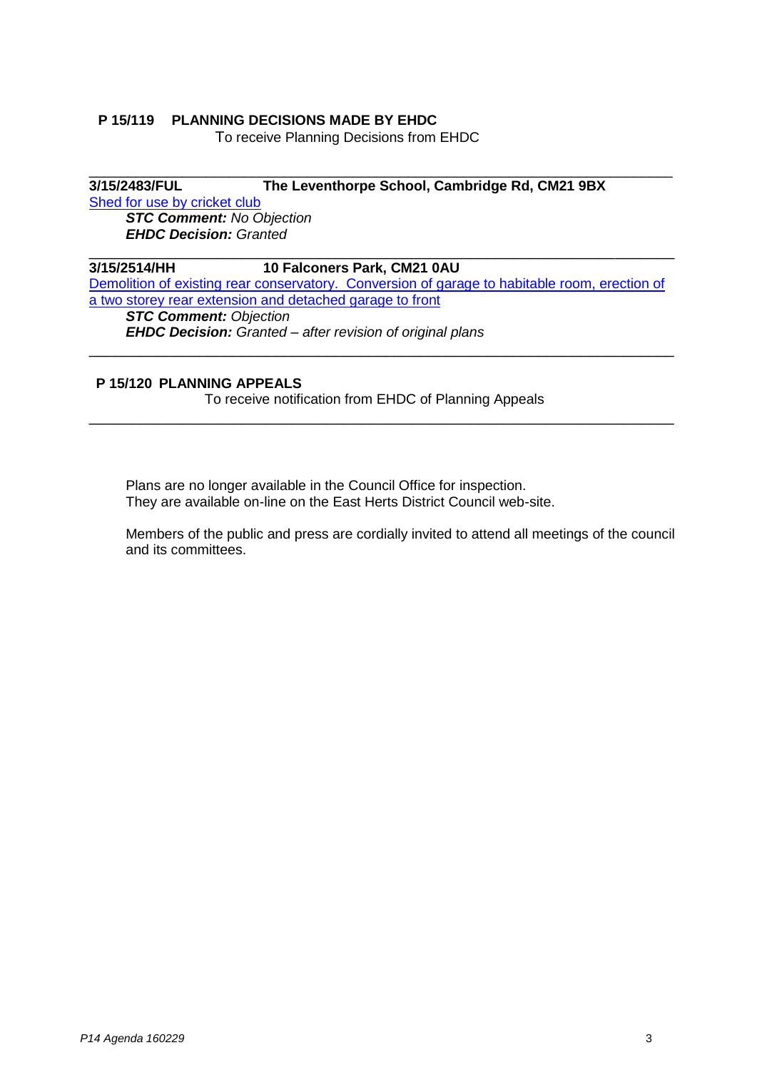## P 15/119 PLANNING DECISIONS MADE BY EHDC

To receive Planning Decisions from EHDC

---

**3/15/2483/FUL** **The Leventhorpe School, Cambridge Rd, CM21 9BX**

Shed for use by cricket club

***STC Comment:*** *No Objection*
***EHDC Decision:*** *Granted*

---

**3/15/2514/HH** **10 Falconers Park, CM21 0AU**

Demolition of existing rear conservatory. Conversion of garage to habitable room, erection of a two storey rear extension and detached garage to front

***STC Comment:*** *Objection*
***EHDC Decision:*** *Granted – after revision of original plans*

---

## P 15/120 PLANNING APPEALS

To receive notification from EHDC of Planning Appeals

---

Plans are no longer available in the Council Office for inspection.
They are available on-line on the East Herts District Council web-site.

Members of the public and press are cordially invited to attend all meetings of the council and its committees.